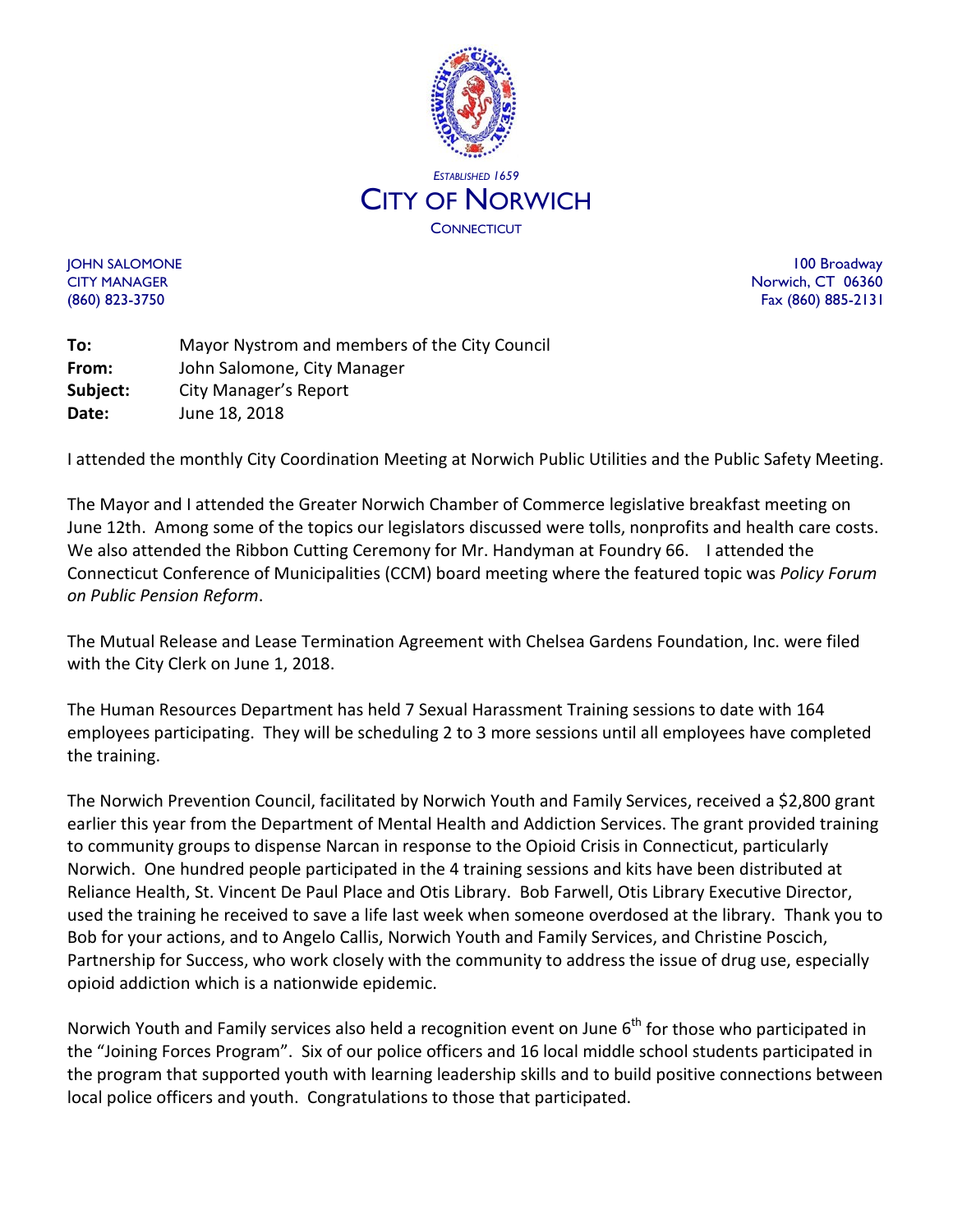ESTABLISHED 1659

# CITY OF NORWICH

CONNECTICUT

JOHN SALOMONE
CITY MANAGER
(860) 823-3750

100 Broadway
Norwich, CT 06360
Fax (860) 885-2131

**To:** Mayor Nystrom and members of the City Council
**From:** John Salomone, City Manager
**Subject:** City Manager's Report
**Date:** June 18, 2018

I attended the monthly City Coordination Meeting at Norwich Public Utilities and the Public Safety Meeting.

The Mayor and I attended the Greater Norwich Chamber of Commerce legislative breakfast meeting on June 12th. Among some of the topics our legislators discussed were tolls, nonprofits and health care costs. We also attended the Ribbon Cutting Ceremony for Mr. Handyman at Foundry 66. I attended the Connecticut Conference of Municipalities (CCM) board meeting where the featured topic was *Policy Forum on Public Pension Reform*.

The Mutual Release and Lease Termination Agreement with Chelsea Gardens Foundation, Inc. were filed with the City Clerk on June 1, 2018.

The Human Resources Department has held 7 Sexual Harassment Training sessions to date with 164 employees participating. They will be scheduling 2 to 3 more sessions until all employees have completed the training.

The Norwich Prevention Council, facilitated by Norwich Youth and Family Services, received a $2,800 grant earlier this year from the Department of Mental Health and Addiction Services. The grant provided training to community groups to dispense Narcan in response to the Opioid Crisis in Connecticut, particularly Norwich. One hundred people participated in the 4 training sessions and kits have been distributed at Reliance Health, St. Vincent De Paul Place and Otis Library. Bob Farwell, Otis Library Executive Director, used the training he received to save a life last week when someone overdosed at the library. Thank you to Bob for your actions, and to Angelo Callis, Norwich Youth and Family Services, and Christine Poscich, Partnership for Success, who work closely with the community to address the issue of drug use, especially opioid addiction which is a nationwide epidemic.

Norwich Youth and Family services also held a recognition event on June 6th for those who participated in the "Joining Forces Program". Six of our police officers and 16 local middle school students participated in the program that supported youth with learning leadership skills and to build positive connections between local police officers and youth. Congratulations to those that participated.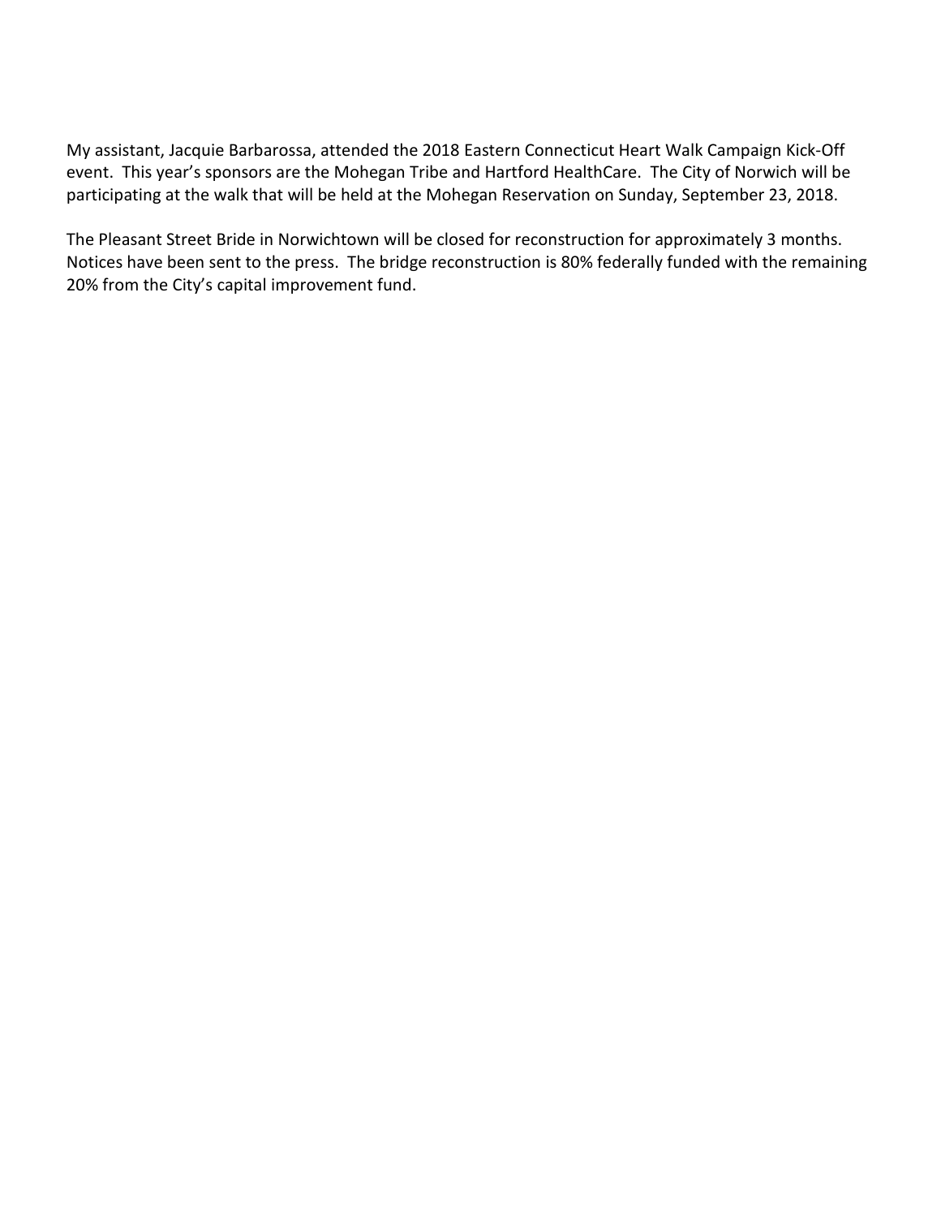My assistant, Jacquie Barbarossa, attended the 2018 Eastern Connecticut Heart Walk Campaign Kick-Off event. This year's sponsors are the Mohegan Tribe and Hartford HealthCare. The City of Norwich will be participating at the walk that will be held at the Mohegan Reservation on Sunday, September 23, 2018.

The Pleasant Street Bride in Norwichtown will be closed for reconstruction for approximately 3 months. Notices have been sent to the press. The bridge reconstruction is 80% federally funded with the remaining 20% from the City's capital improvement fund.